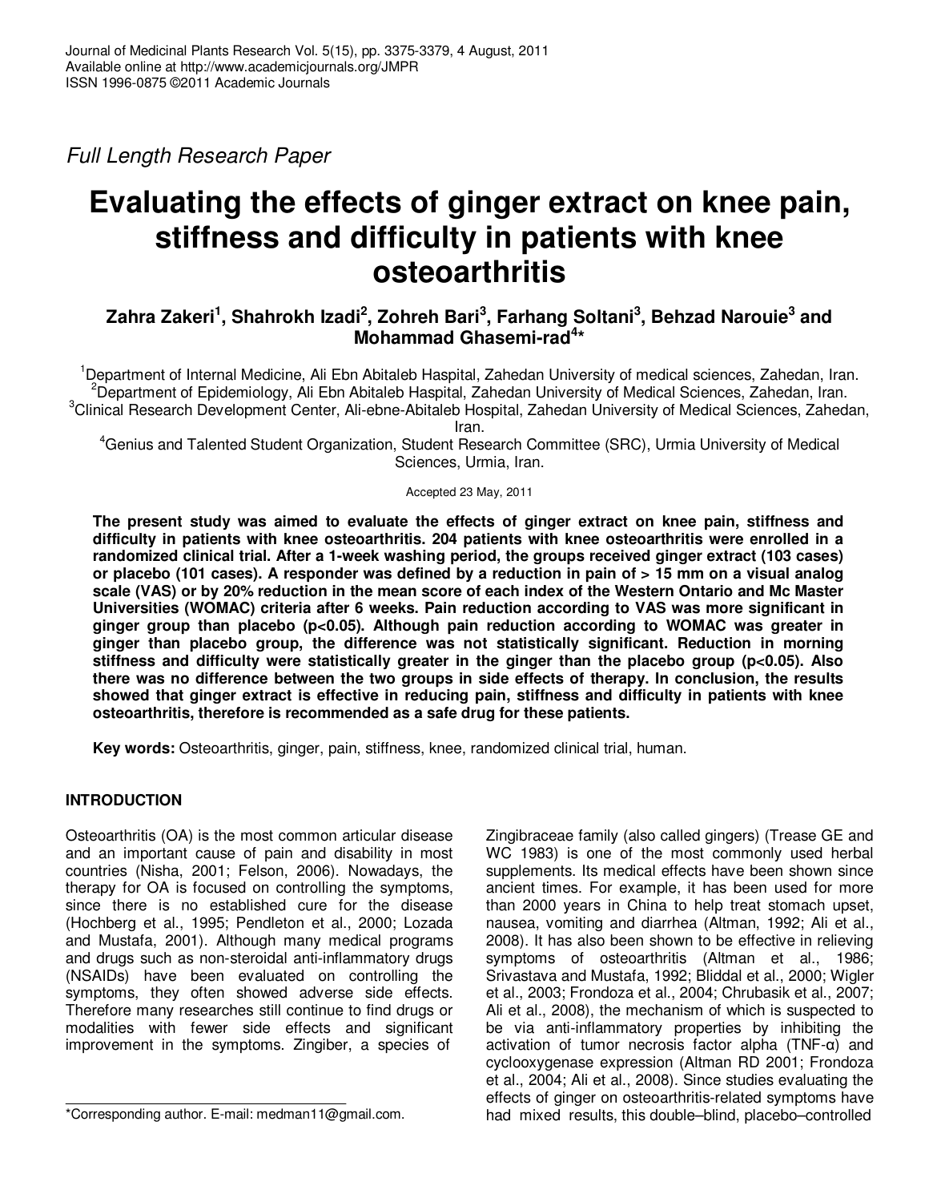*Full Length Research Paper*

# Evaluating the effects of ginger extract on knee pain, stiffness and difficulty in patients with knee osteoarthritis

**Zahra Zakeri[1], Shahrokh Izadi[2], Zohreh Bari[3], Farhang Soltani[3], Behzad Narouie[3] and Mohammad Ghasemi-rad[4]***

[1]Department of Internal Medicine, Ali Ebn Abitaleb Haspital, Zahedan University of medical sciences, Zahedan, Iran.
[2]Department of Epidemiology, Ali Ebn Abitaleb Haspital, Zahedan University of Medical Sciences, Zahedan, Iran.
[3]Clinical Research Development Center, Ali-ebne-Abitaleb Hospital, Zahedan University of Medical Sciences, Zahedan, Iran.
[4]Genius and Talented Student Organization, Student Research Committee (SRC), Urmia University of Medical Sciences, Urmia, Iran.

Accepted 23 May, 2011

**The present study was aimed to evaluate the effects of ginger extract on knee pain, stiffness and difficulty in patients with knee osteoarthritis. 204 patients with knee osteoarthritis were enrolled in a randomized clinical trial. After a 1-week washing period, the groups received ginger extract (103 cases) or placebo (101 cases). A responder was defined by a reduction in pain of > 15 mm on a visual analog scale (VAS) or by 20% reduction in the mean score of each index of the Western Ontario and Mc Master Universities (WOMAC) criteria after 6 weeks. Pain reduction according to VAS was more significant in ginger group than placebo (p<0.05). Although pain reduction according to WOMAC was greater in ginger than placebo group, the difference was not statistically significant. Reduction in morning stiffness and difficulty were statistically greater in the ginger than the placebo group (p<0.05). Also there was no difference between the two groups in side effects of therapy. In conclusion, the results showed that ginger extract is effective in reducing pain, stiffness and difficulty in patients with knee osteoarthritis, therefore is recommended as a safe drug for these patients.**

**Key words:** Osteoarthritis, ginger, pain, stiffness, knee, randomized clinical trial, human.

## INTRODUCTION

Osteoarthritis (OA) is the most common articular disease and an important cause of pain and disability in most countries (Nisha, 2001; Felson, 2006). Nowadays, the therapy for OA is focused on controlling the symptoms, since there is no established cure for the disease (Hochberg et al., 1995; Pendleton et al., 2000; Lozada and Mustafa, 2001). Although many medical programs and drugs such as non-steroidal anti-inflammatory drugs (NSAIDs) have been evaluated on controlling the symptoms, they often showed adverse side effects. Therefore many researches still continue to find drugs or modalities with fewer side effects and significant improvement in the symptoms. Zingiber, a species of Zingibraceae family (also called gingers) (Trease GE and WC 1983) is one of the most commonly used herbal supplements. Its medical effects have been shown since ancient times. For example, it has been used for more than 2000 years in China to help treat stomach upset, nausea, vomiting and diarrhea (Altman, 1992; Ali et al., 2008). It has also been shown to be effective in relieving symptoms of osteoarthritis (Altman et al., 1986; Srivastava and Mustafa, 1992; Bliddal et al., 2000; Wigler et al., 2003; Frondoza et al., 2004; Chrubasik et al., 2007; Ali et al., 2008), the mechanism of which is suspected to be via anti-inflammatory properties by inhibiting the activation of tumor necrosis factor alpha (TNF-α) and cyclooxygenase expression (Altman RD 2001; Frondoza et al., 2004; Ali et al., 2008). Since studies evaluating the effects of ginger on osteoarthritis-related symptoms have had mixed results, this double–blind, placebo–controlled

*Corresponding author. E-mail: medman11@gmail.com.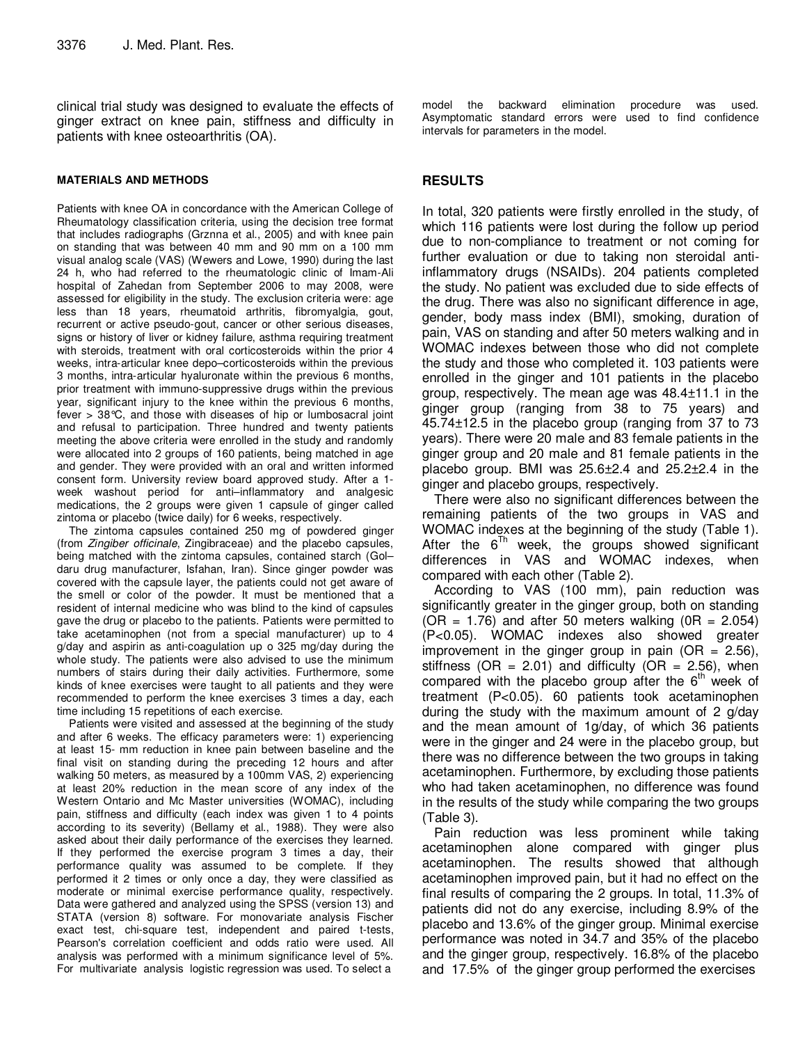clinical trial study was designed to evaluate the effects of ginger extract on knee pain, stiffness and difficulty in patients with knee osteoarthritis (OA).

## MATERIALS AND METHODS

Patients with knee OA in concordance with the American College of Rheumatology classification criteria, using the decision tree format that includes radiographs (Grznna et al., 2005) and with knee pain on standing that was between 40 mm and 90 mm on a 100 mm visual analog scale (VAS) (Wewers and Lowe, 1990) during the last 24 h, who had referred to the rheumatologic clinic of Imam-Ali hospital of Zahedan from September 2006 to may 2008, were assessed for eligibility in the study. The exclusion criteria were: age less than 18 years, rheumatoid arthritis, fibromyalgia, gout, recurrent or active pseudo-gout, cancer or other serious diseases, signs or history of liver or kidney failure, asthma requiring treatment with steroids, treatment with oral corticosteroids within the prior 4 weeks, intra-articular knee depo–corticosteroids within the previous 3 months, intra-articular hyaluronate within the previous 6 months, prior treatment with immuno-suppressive drugs within the previous year, significant injury to the knee within the previous 6 months, fever > 38°C, and those with diseases of hip or lumbosacral joint and refusal to participation. Three hundred and twenty patients meeting the above criteria were enrolled in the study and randomly were allocated into 2 groups of 160 patients, being matched in age and gender. They were provided with an oral and written informed consent form. University review board approved study. After a 1-week washout period for anti–inflammatory and analgesic medications, the 2 groups were given 1 capsule of ginger called zintoma or placebo (twice daily) for 6 weeks, respectively.

The zintoma capsules contained 250 mg of powdered ginger (from *Zingiber officinale*, Zingibraceae) and the placebo capsules, being matched with the zintoma capsules, contained starch (Gol–daru drug manufacturer, Isfahan, Iran). Since ginger powder was covered with the capsule layer, the patients could not get aware of the smell or color of the powder. It must be mentioned that a resident of internal medicine who was blind to the kind of capsules gave the drug or placebo to the patients. Patients were permitted to take acetaminophen (not from a special manufacturer) up to 4 g/day and aspirin as anti-coagulation up o 325 mg/day during the whole study. The patients were also advised to use the minimum numbers of stairs during their daily activities. Furthermore, some kinds of knee exercises were taught to all patients and they were recommended to perform the knee exercises 3 times a day, each time including 15 repetitions of each exercise.

Patients were visited and assessed at the beginning of the study and after 6 weeks. The efficacy parameters were: 1) experiencing at least 15- mm reduction in knee pain between baseline and the final visit on standing during the preceding 12 hours and after walking 50 meters, as measured by a 100mm VAS, 2) experiencing at least 20% reduction in the mean score of any index of the Western Ontario and Mc Master universities (WOMAC), including pain, stiffness and difficulty (each index was given 1 to 4 points according to its severity) (Bellamy et al., 1988). They were also asked about their daily performance of the exercises they learned. If they performed the exercise program 3 times a day, their performance quality was assumed to be complete. If they performed it 2 times or only once a day, they were classified as moderate or minimal exercise performance quality, respectively. Data were gathered and analyzed using the SPSS (version 13) and STATA (version 8) software. For monovariate analysis Fischer exact test, chi-square test, independent and paired t-tests, Pearson's correlation coefficient and odds ratio were used. All analysis was performed with a minimum significance level of 5%. For multivariate analysis logistic regression was used. To select a model the backward elimination procedure was used. Asymptomatic standard errors were used to find confidence intervals for parameters in the model.

## RESULTS

In total, 320 patients were firstly enrolled in the study, of which 116 patients were lost during the follow up period due to non-compliance to treatment or not coming for further evaluation or due to taking non steroidal anti-inflammatory drugs (NSAIDs). 204 patients completed the study. No patient was excluded due to side effects of the drug. There was also no significant difference in age, gender, body mass index (BMI), smoking, duration of pain, VAS on standing and after 50 meters walking and in WOMAC indexes between those who did not complete the study and those who completed it. 103 patients were enrolled in the ginger and 101 patients in the placebo group, respectively. The mean age was 48.4±11.1 in the ginger group (ranging from 38 to 75 years) and 45.74±12.5 in the placebo group (ranging from 37 to 73 years). There were 20 male and 83 female patients in the ginger group and 20 male and 81 female patients in the placebo group. BMI was 25.6±2.4 and 25.2±2.4 in the ginger and placebo groups, respectively.

There were also no significant differences between the remaining patients of the two groups in VAS and WOMAC indexes at the beginning of the study (Table 1). After the 6$^{Th}$ week, the groups showed significant differences in VAS and WOMAC indexes, when compared with each other (Table 2).

According to VAS (100 mm), pain reduction was significantly greater in the ginger group, both on standing (OR = 1.76) and after 50 meters walking (0R = 2.054) (P<0.05). WOMAC indexes also showed greater improvement in the ginger group in pain (OR = 2.56), stiffness (OR = 2.01) and difficulty (OR = 2.56), when compared with the placebo group after the 6$^{th}$ week of treatment (P<0.05). 60 patients took acetaminophen during the study with the maximum amount of 2 g/day and the mean amount of 1g/day, of which 36 patients were in the ginger and 24 were in the placebo group, but there was no difference between the two groups in taking acetaminophen. Furthermore, by excluding those patients who had taken acetaminophen, no difference was found in the results of the study while comparing the two groups (Table 3).

Pain reduction was less prominent while taking acetaminophen alone compared with ginger plus acetaminophen. The results showed that although acetaminophen improved pain, but it had no effect on the final results of comparing the 2 groups. In total, 11.3% of patients did not do any exercise, including 8.9% of the placebo and 13.6% of the ginger group. Minimal exercise performance was noted in 34.7 and 35% of the placebo and the ginger group, respectively. 16.8% of the placebo and 17.5% of the ginger group performed the exercises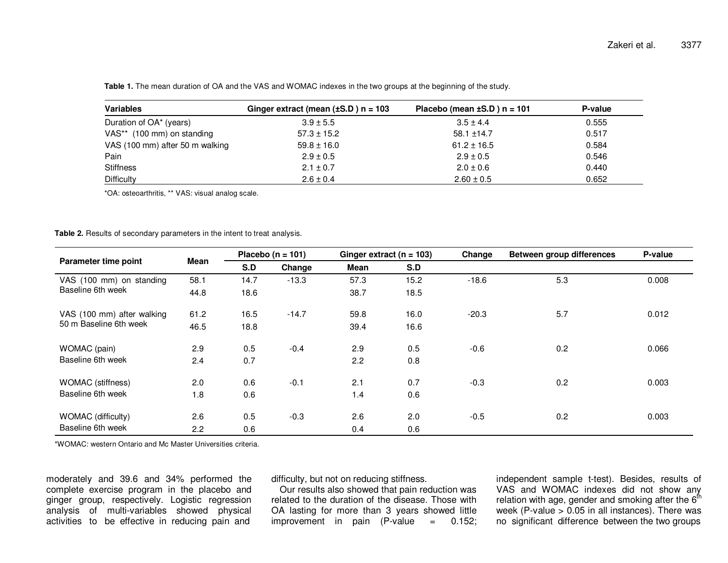**Table 1.** The mean duration of OA and the VAS and WOMAC indexes in the two groups at the beginning of the study.

| Variables | Ginger extract (mean (±S.D ) n = 103 | Placebo (mean ±S.D ) n = 101 | P-value |
|---|---|---|---|
| Duration of OA* (years) | 3.9 ± 5.5 | 3.5 ± 4.4 | 0.555 |
| VAS** (100 mm) on standing | 57.3 ± 15.2 | 58.1 ±14.7 | 0.517 |
| VAS (100 mm) after 50 m walking | 59.8 ± 16.0 | 61.2 ± 16.5 | 0.584 |
| Pain | 2.9 ± 0.5 | 2.9 ± 0.5 | 0.546 |
| Stiffness | 2.1 ± 0.7 | 2.0 ± 0.6 | 0.440 |
| Difficulty | 2.6 ± 0.4 | 2.60 ± 0.5 | 0.652 |

*OA: osteoarthritis, ** VAS: visual analog scale.

**Table 2.** Results of secondary parameters in the intent to treat analysis.

| Parameter time point | Mean | Placebo (n = 101) | | Ginger extract (n = 103) | | Change | Between group differences | P-value |
|---|---|---|---|---|---|---|---|---|
| | | S.D | Change | Mean | S.D | | | |
| VAS (100 mm) on standing Baseline | 58.1 | 14.7 | -13.3 | 57.3 | 15.2 | -18.6 | 5.3 | 0.008 |
| 6th week | 44.8 | 18.6 | | 38.7 | 18.5 | | | |
| VAS (100 mm) after walking 50 m Baseline | 61.2 | 16.5 | -14.7 | 59.8 | 16.0 | -20.3 | 5.7 | 0.012 |
| 6th week | 46.5 | 18.8 | | 39.4 | 16.6 | | | |
| WOMAC (pain) Baseline | 2.9 | 0.5 | -0.4 | 2.9 | 0.5 | -0.6 | 0.2 | 0.066 |
| 6th week | 2.4 | 0.7 | | 2.2 | 0.8 | | | |
| WOMAC (stiffness) Baseline | 2.0 | 0.6 | -0.1 | 2.1 | 0.7 | -0.3 | 0.2 | 0.003 |
| 6th week | 1.8 | 0.6 | | 1.4 | 0.6 | | | |
| WOMAC (difficulty) Baseline | 2.6 | 0.5 | -0.3 | 2.6 | 2.0 | -0.5 | 0.2 | 0.003 |
| 6th week | 2.2 | 0.6 | | 0.4 | 0.6 | | | |

*WOMAC: western Ontario and Mc Master Universities criteria.

moderately and 39.6 and 34% performed the complete exercise program in the placebo and ginger group, respectively. Logistic regression analysis of multi-variables showed physical activities to be effective in reducing pain and difficulty, but not on reducing stiffness.

Our results also showed that pain reduction was related to the duration of the disease. Those with OA lasting for more than 3 years showed little improvement in pain (P-value = 0.152; independent sample t-test). Besides, results of VAS and WOMAC indexes did not show any relation with age, gender and smoking after the 6th week (P-value > 0.05 in all instances). There was no significant difference between the two groups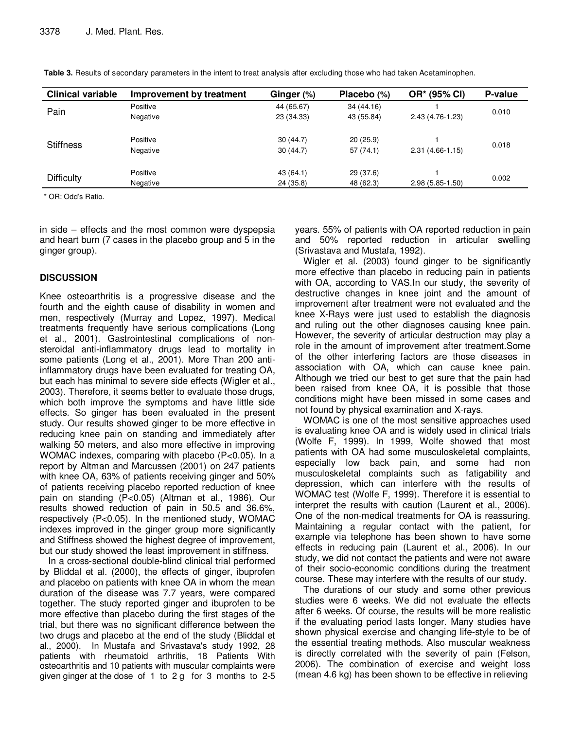**Table 3.** Results of secondary parameters in the intent to treat analysis after excluding those who had taken Acetaminophen.

| Clinical variable | Improvement by treatment | Ginger (%) | Placebo (%) | OR* (95% CI) | P-value |
|---|---|---|---|---|---|
| Pain | Positive | 44 (65.67) | 34 (44.16) | 1 | 0.010 |
| | Negative | 23 (34.33) | 43 (55.84) | 2.43 (4.76-1.23) | |
| Stiffness | Positive | 30 (44.7) | 20 (25.9) | 1 | 0.018 |
| | Negative | 30 (44.7) | 57 (74.1) | 2.31 (4.66-1.15) | |
| Difficulty | Positive | 43 (64.1) | 29 (37.6) | 1 | 0.002 |
| | Negative | 24 (35.8) | 48 (62.3) | 2.98 (5.85-1.50) | |

\* OR: Odd's Ratio.

in side – effects and the most common were dyspepsia and heart burn (7 cases in the placebo group and 5 in the ginger group).

## DISCUSSION

Knee osteoarthritis is a progressive disease and the fourth and the eighth cause of disability in women and men, respectively (Murray and Lopez, 1997). Medical treatments frequently have serious complications (Long et al., 2001). Gastrointestinal complications of non-steroidal anti-inflammatory drugs lead to mortality in some patients (Long et al., 2001). More Than 200 anti-inflammatory drugs have been evaluated for treating OA, but each has minimal to severe side effects (Wigler et al., 2003). Therefore, it seems better to evaluate those drugs, which both improve the symptoms and have little side effects. So ginger has been evaluated in the present study. Our results showed ginger to be more effective in reducing knee pain on standing and immediately after walking 50 meters, and also more effective in improving WOMAC indexes, comparing with placebo (P<0.05). In a report by Altman and Marcussen (2001) on 247 patients with knee OA, 63% of patients receiving ginger and 50% of patients receiving placebo reported reduction of knee pain on standing (P<0.05) (Altman et al., 1986). Our results showed reduction of pain in 50.5 and 36.6%, respectively (P<0.05). In the mentioned study, WOMAC indexes improved in the ginger group more significantly and Stiffness showed the highest degree of improvement, but our study showed the least improvement in stiffness.

In a cross-sectional double-blind clinical trial performed by Bliddal et al. (2000), the effects of ginger, ibuprofen and placebo on patients with knee OA in whom the mean duration of the disease was 7.7 years, were compared together. The study reported ginger and ibuprofen to be more effective than placebo during the first stages of the trial, but there was no significant difference between the two drugs and placebo at the end of the study (Bliddal et al., 2000). In Mustafa and Srivastava's study 1992, 28 patients with rheumatoid arthritis, 18 Patients With osteoarthritis and 10 patients with muscular complaints were given ginger at the dose of 1 to 2 g for 3 months to 2-5 years. 55% of patients with OA reported reduction in pain and 50% reported reduction in articular swelling (Srivastava and Mustafa, 1992).

Wigler et al. (2003) found ginger to be significantly more effective than placebo in reducing pain in patients with OA, according to VAS.In our study, the severity of destructive changes in knee joint and the amount of improvement after treatment were not evaluated and the knee X-Rays were just used to establish the diagnosis and ruling out the other diagnoses causing knee pain. However, the severity of articular destruction may play a role in the amount of improvement after treatment.Some of the other interfering factors are those diseases in association with OA, which can cause knee pain. Although we tried our best to get sure that the pain had been raised from knee OA, it is possible that those conditions might have been missed in some cases and not found by physical examination and X-rays.

WOMAC is one of the most sensitive approaches used is evaluating knee OA and is widely used in clinical trials (Wolfe F, 1999). In 1999, Wolfe showed that most patients with OA had some musculoskeletal complaints, especially low back pain, and some had non musculoskeletal complaints such as fatigability and depression, which can interfere with the results of WOMAC test (Wolfe F, 1999). Therefore it is essential to interpret the results with caution (Laurent et al., 2006). One of the non-medical treatments for OA is reassuring. Maintaining a regular contact with the patient, for example via telephone has been shown to have some effects in reducing pain (Laurent et al., 2006). In our study, we did not contact the patients and were not aware of their socio-economic conditions during the treatment course. These may interfere with the results of our study.

The durations of our study and some other previous studies were 6 weeks. We did not evaluate the effects after 6 weeks. Of course, the results will be more realistic if the evaluating period lasts longer. Many studies have shown physical exercise and changing life-style to be of the essential treating methods. Also muscular weakness is directly correlated with the severity of pain (Felson, 2006). The combination of exercise and weight loss (mean 4.6 kg) has been shown to be effective in relieving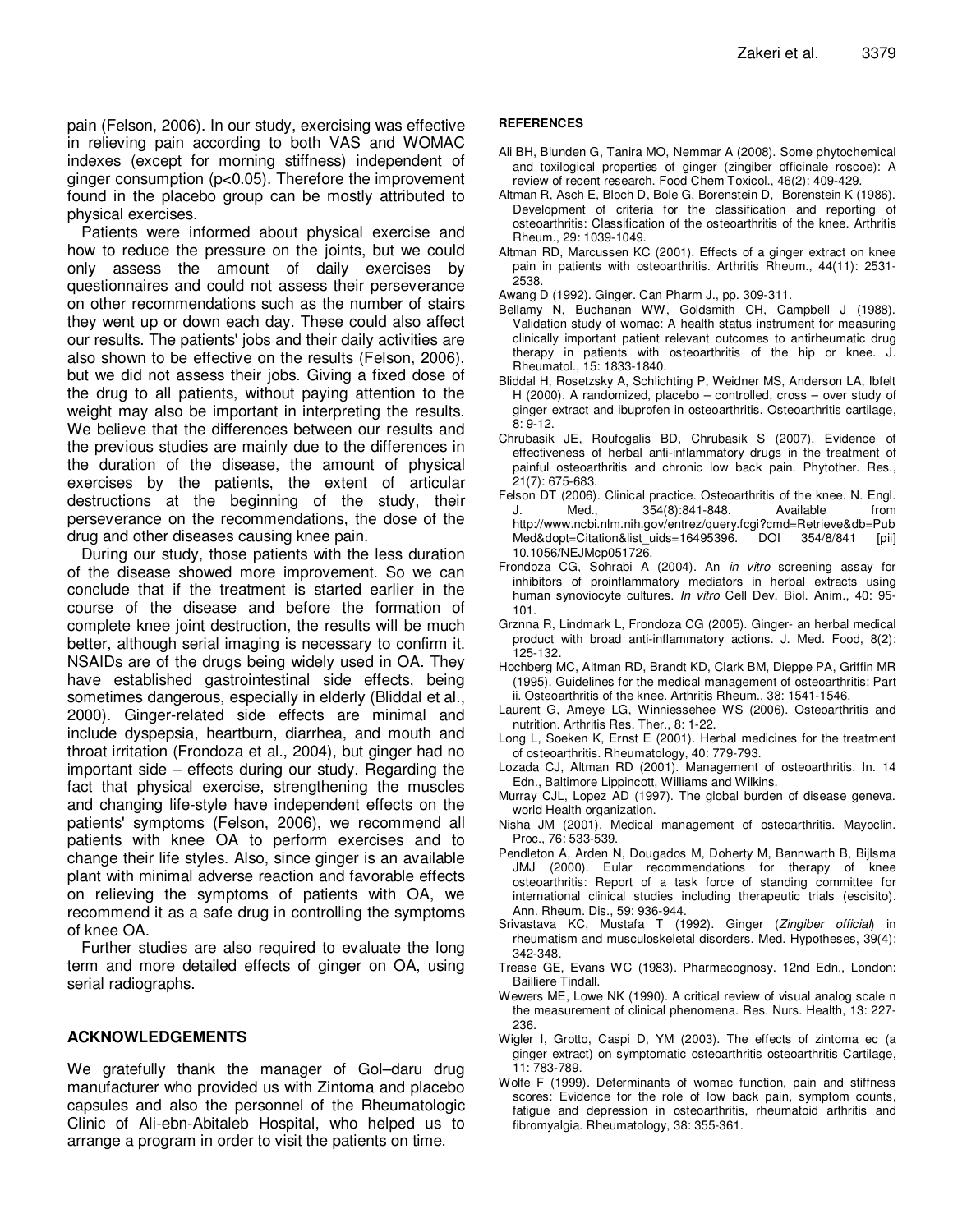pain (Felson, 2006). In our study, exercising was effective in relieving pain according to both VAS and WOMAC indexes (except for morning stiffness) independent of ginger consumption ($p<0.05$). Therefore the improvement found in the placebo group can be mostly attributed to physical exercises.

Patients were informed about physical exercise and how to reduce the pressure on the joints, but we could only assess the amount of daily exercises by questionnaires and could not assess their perseverance on other recommendations such as the number of stairs they went up or down each day. These could also affect our results. The patients' jobs and their daily activities are also shown to be effective on the results (Felson, 2006), but we did not assess their jobs. Giving a fixed dose of the drug to all patients, without paying attention to the weight may also be important in interpreting the results. We believe that the differences between our results and the previous studies are mainly due to the differences in the duration of the disease, the amount of physical exercises by the patients, the extent of articular destructions at the beginning of the study, their perseverance on the recommendations, the dose of the drug and other diseases causing knee pain.

During our study, those patients with the less duration of the disease showed more improvement. So we can conclude that if the treatment is started earlier in the course of the disease and before the formation of complete knee joint destruction, the results will be much better, although serial imaging is necessary to confirm it. NSAIDs are of the drugs being widely used in OA. They have established gastrointestinal side effects, being sometimes dangerous, especially in elderly (Bliddal et al., 2000). Ginger-related side effects are minimal and include dyspepsia, heartburn, diarrhea, and mouth and throat irritation (Frondoza et al., 2004), but ginger had no important side – effects during our study. Regarding the fact that physical exercise, strengthening the muscles and changing life-style have independent effects on the patients' symptoms (Felson, 2006), we recommend all patients with knee OA to perform exercises and to change their life styles. Also, since ginger is an available plant with minimal adverse reaction and favorable effects on relieving the symptoms of patients with OA, we recommend it as a safe drug in controlling the symptoms of knee OA.

Further studies are also required to evaluate the long term and more detailed effects of ginger on OA, using serial radiographs.

## ACKNOWLEDGEMENTS

We gratefully thank the manager of Gol–daru drug manufacturer who provided us with Zintoma and placebo capsules and also the personnel of the Rheumatologic Clinic of Ali-ebn-Abitaleb Hospital, who helped us to arrange a program in order to visit the patients on time.

## REFERENCES

Ali BH, Blunden G, Tanira MO, Nemmar A (2008). Some phytochemical and toxilogical properties of ginger (zingiber officinale roscoe): A review of recent research. Food Chem Toxicol., 46(2): 409-429.

Altman R, Asch E, Bloch D, Bole G, Borenstein D, Borenstein K (1986). Development of criteria for the classification and reporting of osteoarthritis: Classification of the osteoarthritis of the knee. Arthritis Rheum., 29: 1039-1049.

Altman RD, Marcussen KC (2001). Effects of a ginger extract on knee pain in patients with osteoarthritis. Arthritis Rheum., 44(11): 2531-2538.

Awang D (1992). Ginger. Can Pharm J., pp. 309-311.

Bellamy N, Buchanan WW, Goldsmith CH, Campbell J (1988). Validation study of womac: A health status instrument for measuring clinically important patient relevant outcomes to antirheumatic drug therapy in patients with osteoarthritis of the hip or knee. J. Rheumatol., 15: 1833-1840.

Bliddal H, Rosetzsky A, Schlichting P, Weidner MS, Anderson LA, Ibfelt H (2000). A randomized, placebo – controlled, cross – over study of ginger extract and ibuprofen in osteoarthritis. Osteoarthritis cartilage, 8: 9-12.

Chrubasik JE, Roufogalis BD, Chrubasik S (2007). Evidence of effectiveness of herbal anti-inflammatory drugs in the treatment of painful osteoarthritis and chronic low back pain. Phytother. Res., 21(7): 675-683.

Felson DT (2006). Clinical practice. Osteoarthritis of the knee. N. Engl. J. Med., 354(8):841-848. Available from http://www.ncbi.nlm.nih.gov/entrez/query.fcgi?cmd=Retrieve&db=PubMed&dopt=Citation&list_uids=16495396. DOI 354/8/841 [pii] 10.1056/NEJMcp051726.

Frondoza CG, Sohrabi A (2004). An *in vitro* screening assay for inhibitors of proinflammatory mediators in herbal extracts using human synoviocyte cultures. *In vitro* Cell Dev. Biol. Anim., 40: 95-101.

Grznna R, Lindmark L, Frondoza CG (2005). Ginger- an herbal medical product with broad anti-inflammatory actions. J. Med. Food, 8(2): 125-132.

Hochberg MC, Altman RD, Brandt KD, Clark BM, Dieppe PA, Griffin MR (1995). Guidelines for the medical management of osteoarthritis: Part ii. Osteoarthritis of the knee. Arthritis Rheum., 38: 1541-1546.

Laurent G, Ameye LG, Winniessehee WS (2006). Osteoarthritis and nutrition. Arthritis Res. Ther., 8: 1-22.

Long L, Soeken K, Ernst E (2001). Herbal medicines for the treatment of osteoarthritis. Rheumatology, 40: 779-793.

Lozada CJ, Altman RD (2001). Management of osteoarthritis. In. 14 Edn., Baltimore Lippincott, Williams and Wilkins.

Murray CJL, Lopez AD (1997). The global burden of disease geneva. world Health organization.

Nisha JM (2001). Medical management of osteoarthritis. Mayoclin. Proc., 76: 533-539.

Pendleton A, Arden N, Dougados M, Doherty M, Bannwarth B, Bijlsma JMJ (2000). Eular recommendations for therapy of knee osteoarthritis: Report of a task force of standing committee for international clinical studies including therapeutic trials (escisito). Ann. Rheum. Dis., 59: 936-944.

Srivastava KC, Mustafa T (1992). Ginger (*Zingiber official*) in rheumatism and musculoskeletal disorders. Med. Hypotheses, 39(4): 342-348.

Trease GE, Evans WC (1983). Pharmacognosy. 12nd Edn., London: Bailliere Tindall.

Wewers ME, Lowe NK (1990). A critical review of visual analog scale n the measurement of clinical phenomena. Res. Nurs. Health, 13: 227-236.

Wigler I, Grotto, Caspi D, YM (2003). The effects of zintoma ec (a ginger extract) on symptomatic osteoarthritis osteoarthritis Cartilage, 11: 783-789.

Wolfe F (1999). Determinants of womac function, pain and stiffness scores: Evidence for the role of low back pain, symptom counts, fatigue and depression in osteoarthritis, rheumatoid arthritis and fibromyalgia. Rheumatology, 38: 355-361.